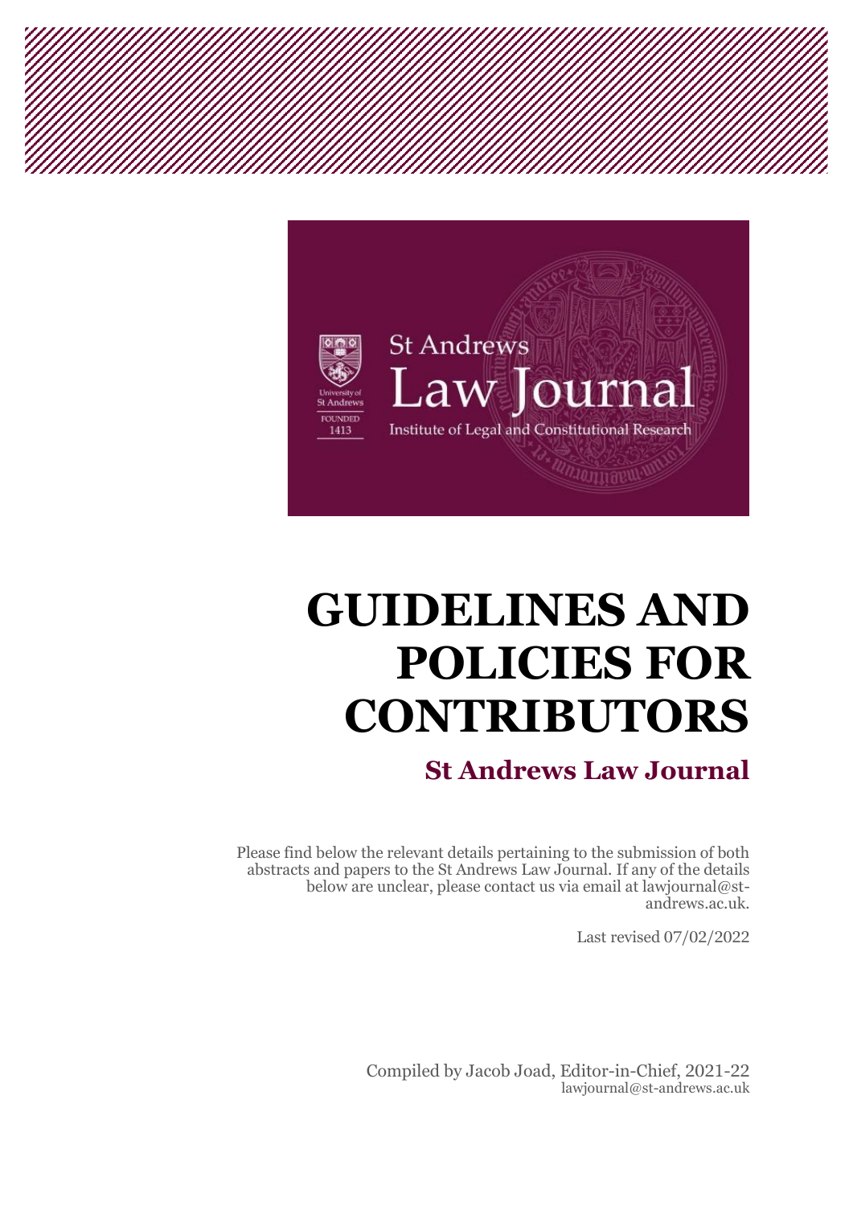St Andrews Law Journal

Institute of Legal and Constitutional Research

# GUIDELINES AND POLICIES FOR CONTRIBUTORS

## St Andrews Law Journal

Please find below the relevant details pertaining to the submission of both abstracts and papers to the St Andrews Law Journal. If any of the details below are unclear, please contact us via email at lawjournal@st-andrews.ac.uk.

Last revised 07/02/2022

Compiled by Jacob Joad, Editor-in-Chief, 2021-22
lawjournal@st-andrews.ac.uk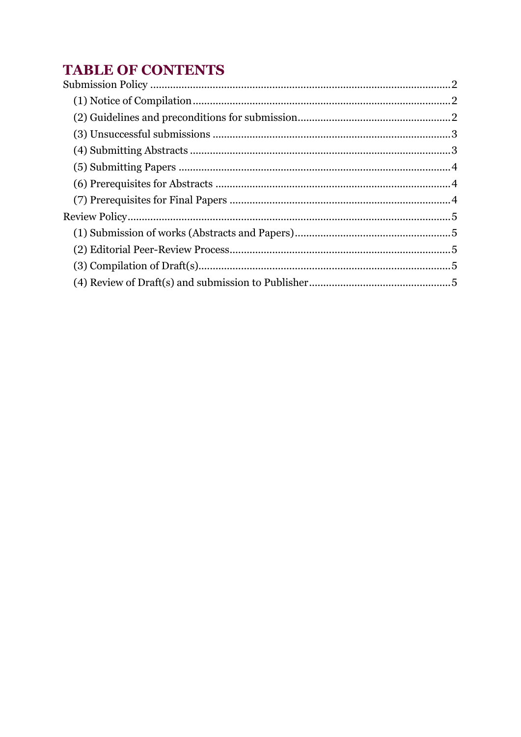# TABLE OF CONTENTS

Submission Policy ........................................................................................................2

(1) Notice of Compilation ..........................................................................................2

(2) Guidelines and preconditions for submission.....................................................2

(3) Unsuccessful submissions ...................................................................................3

(4) Submitting Abstracts ...........................................................................................3

(5) Submitting Papers ...............................................................................................4

(6) Prerequisites for Abstracts ..................................................................................4

(7) Prerequisites for Final Papers .............................................................................4

Review Policy.................................................................................................................5

(1) Submission of works (Abstracts and Papers).......................................................5

(2) Editorial Peer-Review Process.............................................................................5

(3) Compilation of Draft(s).........................................................................................5

(4) Review of Draft(s) and submission to Publisher..................................................5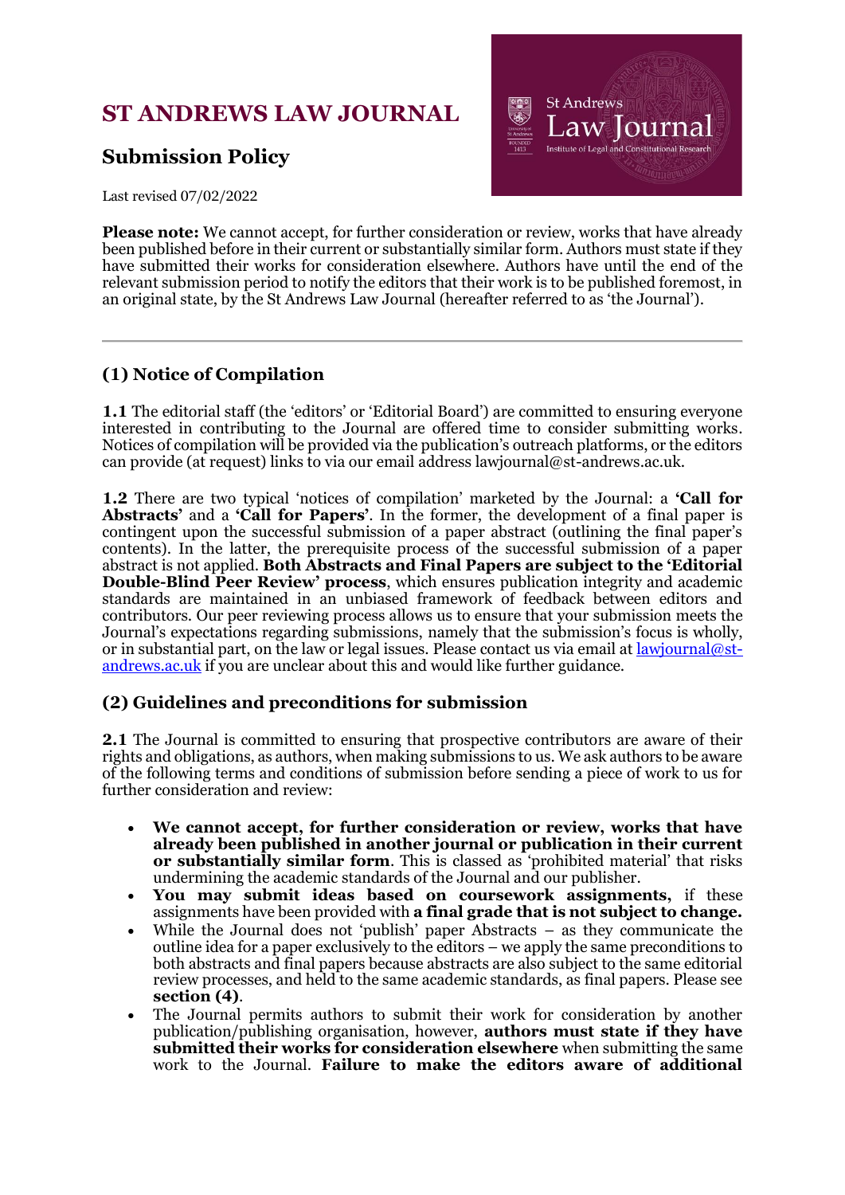# ST ANDREWS LAW JOURNAL

## Submission Policy

Last revised 07/02/2022

**Please note:** We cannot accept, for further consideration or review, works that have already been published before in their current or substantially similar form. Authors must state if they have submitted their works for consideration elsewhere. Authors have until the end of the relevant submission period to notify the editors that their work is to be published foremost, in an original state, by the St Andrews Law Journal (hereafter referred to as 'the Journal').

---

### (1) Notice of Compilation

**1.1** The editorial staff (the 'editors' or 'Editorial Board') are committed to ensuring everyone interested in contributing to the Journal are offered time to consider submitting works. Notices of compilation will be provided via the publication's outreach platforms, or the editors can provide (at request) links to via our email address lawjournal@st-andrews.ac.uk.

**1.2** There are two typical 'notices of compilation' marketed by the Journal: a **'Call for Abstracts'** and a **'Call for Papers'**. In the former, the development of a final paper is contingent upon the successful submission of a paper abstract (outlining the final paper's contents). In the latter, the prerequisite process of the successful submission of a paper abstract is not applied. **Both Abstracts and Final Papers are subject to the 'Editorial Double-Blind Peer Review' process**, which ensures publication integrity and academic standards are maintained in an unbiased framework of feedback between editors and contributors. Our peer reviewing process allows us to ensure that your submission meets the Journal's expectations regarding submissions, namely that the submission's focus is wholly, or in substantial part, on the law or legal issues. Please contact us via email at lawjournal@st-andrews.ac.uk if you are unclear about this and would like further guidance.

### (2) Guidelines and preconditions for submission

**2.1** The Journal is committed to ensuring that prospective contributors are aware of their rights and obligations, as authors, when making submissions to us. We ask authors to be aware of the following terms and conditions of submission before sending a piece of work to us for further consideration and review:

- **We cannot accept, for further consideration or review, works that have already been published in another journal or publication in their current or substantially similar form**. This is classed as 'prohibited material' that risks undermining the academic standards of the Journal and our publisher.
- **You may submit ideas based on coursework assignments,** if these assignments have been provided with **a final grade that is not subject to change.**
- While the Journal does not 'publish' paper Abstracts – as they communicate the outline idea for a paper exclusively to the editors – we apply the same preconditions to both abstracts and final papers because abstracts are also subject to the same editorial review processes, and held to the same academic standards, as final papers. Please see **section (4)**.
- The Journal permits authors to submit their work for consideration by another publication/publishing organisation, however, **authors must state if they have submitted their works for consideration elsewhere** when submitting the same work to the Journal. **Failure to make the editors aware of additional**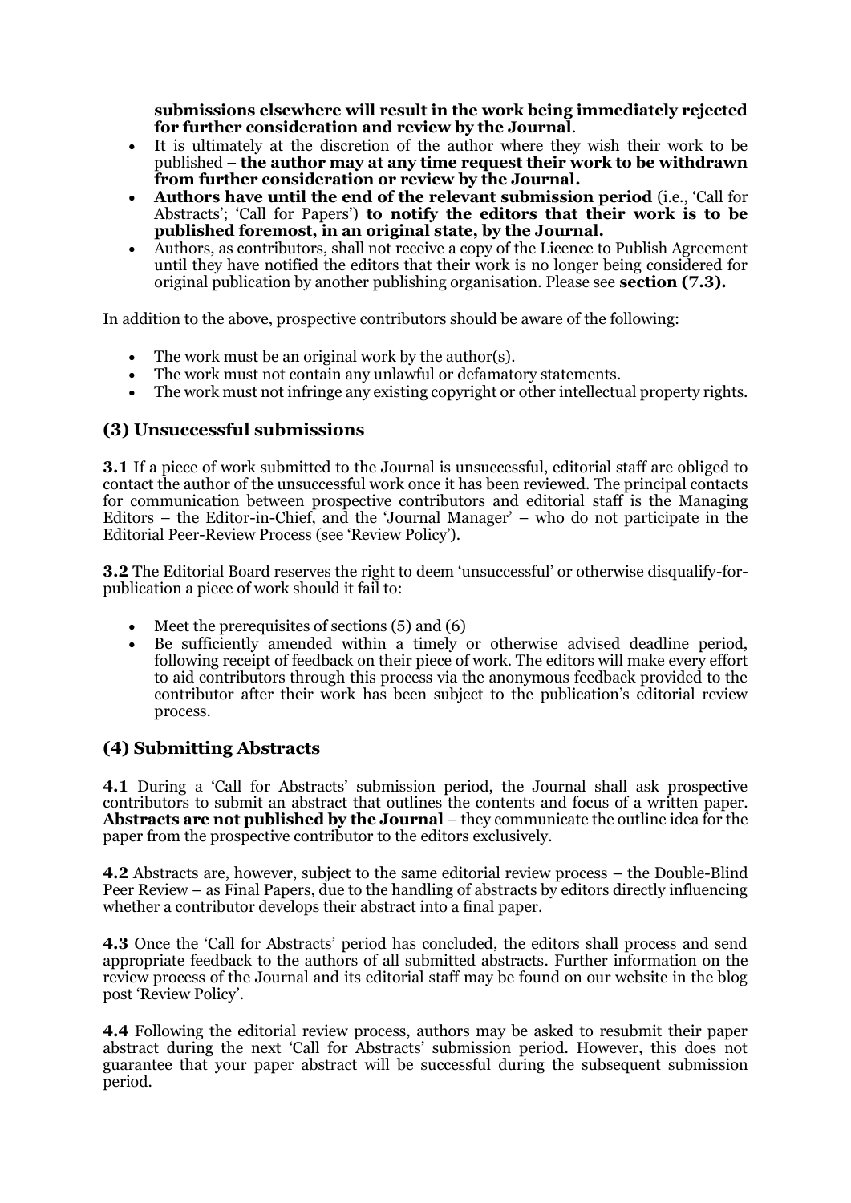**submissions elsewhere will result in the work being immediately rejected for further consideration and review by the Journal**.

- It is ultimately at the discretion of the author where they wish their work to be published – **the author may at any time request their work to be withdrawn from further consideration or review by the Journal.**
- **Authors have until the end of the relevant submission period** (i.e., 'Call for Abstracts'; 'Call for Papers') **to notify the editors that their work is to be published foremost, in an original state, by the Journal.**
- Authors, as contributors, shall not receive a copy of the Licence to Publish Agreement until they have notified the editors that their work is no longer being considered for original publication by another publishing organisation. Please see **section (7.3).**

In addition to the above, prospective contributors should be aware of the following:

- The work must be an original work by the author(s).
- The work must not contain any unlawful or defamatory statements.
- The work must not infringe any existing copyright or other intellectual property rights.

## (3) Unsuccessful submissions

**3.1** If a piece of work submitted to the Journal is unsuccessful, editorial staff are obliged to contact the author of the unsuccessful work once it has been reviewed. The principal contacts for communication between prospective contributors and editorial staff is the Managing Editors – the Editor-in-Chief, and the 'Journal Manager' – who do not participate in the Editorial Peer-Review Process (see 'Review Policy').

**3.2** The Editorial Board reserves the right to deem 'unsuccessful' or otherwise disqualify-for-publication a piece of work should it fail to:

- Meet the prerequisites of sections (5) and (6)
- Be sufficiently amended within a timely or otherwise advised deadline period, following receipt of feedback on their piece of work. The editors will make every effort to aid contributors through this process via the anonymous feedback provided to the contributor after their work has been subject to the publication's editorial review process.

## (4) Submitting Abstracts

**4.1** During a 'Call for Abstracts' submission period, the Journal shall ask prospective contributors to submit an abstract that outlines the contents and focus of a written paper. **Abstracts are not published by the Journal** – they communicate the outline idea for the paper from the prospective contributor to the editors exclusively.

**4.2** Abstracts are, however, subject to the same editorial review process – the Double-Blind Peer Review – as Final Papers, due to the handling of abstracts by editors directly influencing whether a contributor develops their abstract into a final paper.

**4.3** Once the 'Call for Abstracts' period has concluded, the editors shall process and send appropriate feedback to the authors of all submitted abstracts. Further information on the review process of the Journal and its editorial staff may be found on our website in the blog post 'Review Policy'.

**4.4** Following the editorial review process, authors may be asked to resubmit their paper abstract during the next 'Call for Abstracts' submission period. However, this does not guarantee that your paper abstract will be successful during the subsequent submission period.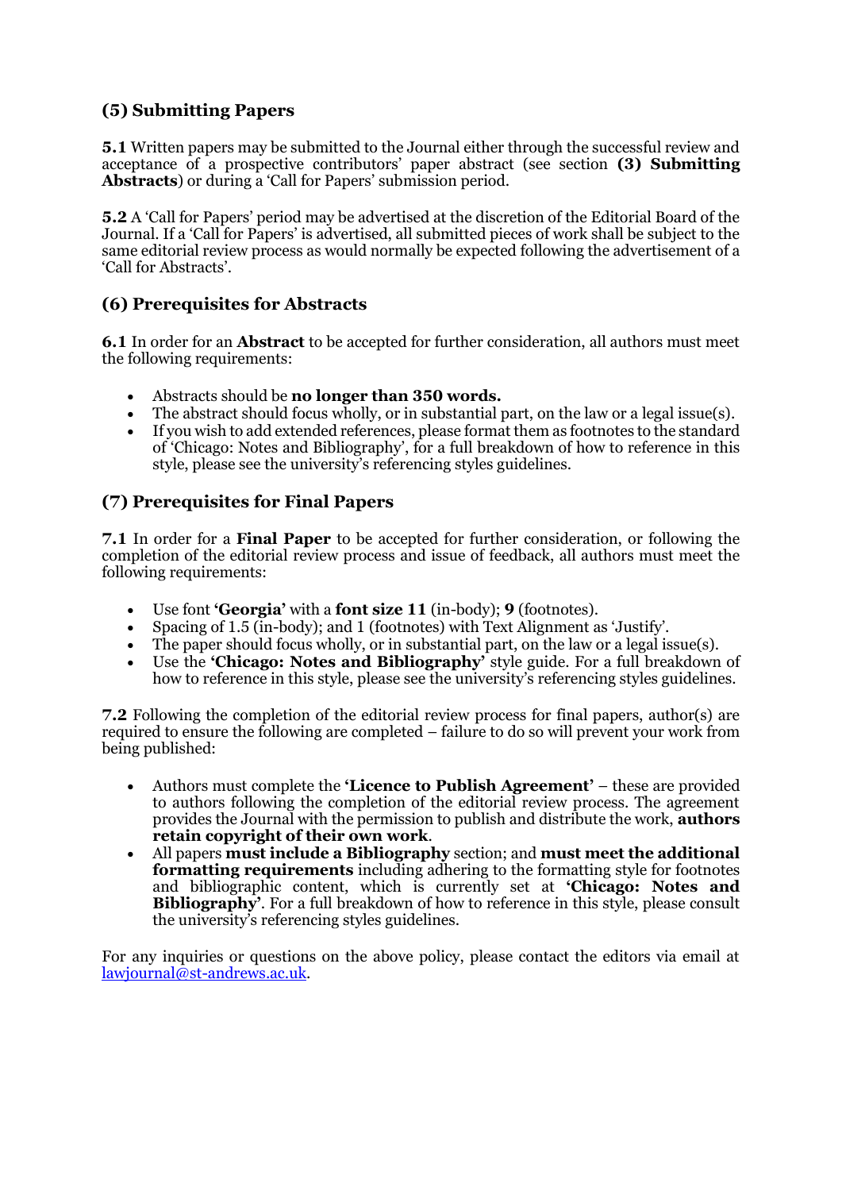## (5) Submitting Papers

**5.1** Written papers may be submitted to the Journal either through the successful review and acceptance of a prospective contributors' paper abstract (see section **(3) Submitting Abstracts**) or during a 'Call for Papers' submission period.

**5.2** A 'Call for Papers' period may be advertised at the discretion of the Editorial Board of the Journal. If a 'Call for Papers' is advertised, all submitted pieces of work shall be subject to the same editorial review process as would normally be expected following the advertisement of a 'Call for Abstracts'.

## (6) Prerequisites for Abstracts

**6.1** In order for an **Abstract** to be accepted for further consideration, all authors must meet the following requirements:

- Abstracts should be **no longer than 350 words.**
- The abstract should focus wholly, or in substantial part, on the law or a legal issue(s).
- If you wish to add extended references, please format them as footnotes to the standard of 'Chicago: Notes and Bibliography', for a full breakdown of how to reference in this style, please see the university's referencing styles guidelines.

## (7) Prerequisites for Final Papers

**7.1** In order for a **Final Paper** to be accepted for further consideration, or following the completion of the editorial review process and issue of feedback, all authors must meet the following requirements:

- Use font **'Georgia'** with a **font size 11** (in-body); **9** (footnotes).
- Spacing of 1.5 (in-body); and 1 (footnotes) with Text Alignment as 'Justify'.
- The paper should focus wholly, or in substantial part, on the law or a legal issue(s).
- Use the **'Chicago: Notes and Bibliography'** style guide. For a full breakdown of how to reference in this style, please see the university's referencing styles guidelines.

**7.2** Following the completion of the editorial review process for final papers, author(s) are required to ensure the following are completed – failure to do so will prevent your work from being published:

- Authors must complete the **'Licence to Publish Agreement'** – these are provided to authors following the completion of the editorial review process. The agreement provides the Journal with the permission to publish and distribute the work, **authors retain copyright of their own work**.
- All papers **must include a Bibliography** section; and **must meet the additional formatting requirements** including adhering to the formatting style for footnotes and bibliographic content, which is currently set at **'Chicago: Notes and Bibliography'**. For a full breakdown of how to reference in this style, please consult the university's referencing styles guidelines.

For any inquiries or questions on the above policy, please contact the editors via email at lawjournal@st-andrews.ac.uk.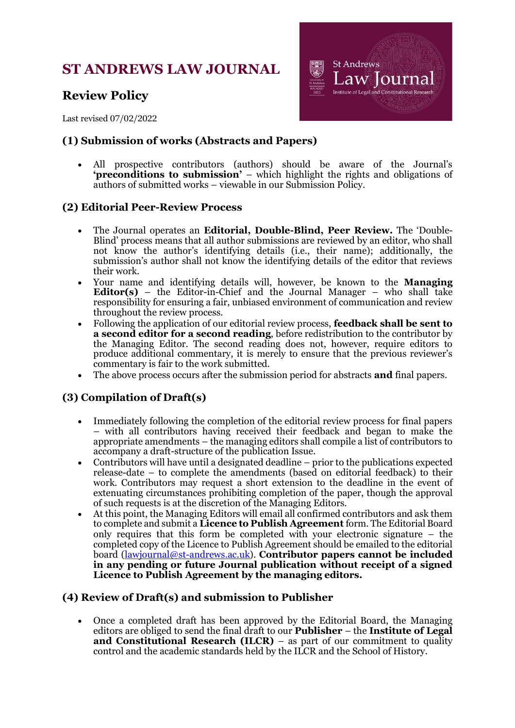# ST ANDREWS LAW JOURNAL

## Review Policy

Last revised 07/02/2022

### (1) Submission of works (Abstracts and Papers)

- All prospective contributors (authors) should be aware of the Journal's **'preconditions to submission'** – which highlight the rights and obligations of authors of submitted works – viewable in our Submission Policy.

### (2) Editorial Peer-Review Process

- The Journal operates an **Editorial, Double-Blind, Peer Review.** The 'Double-Blind' process means that all author submissions are reviewed by an editor, who shall not know the author's identifying details (i.e., their name); additionally, the submission's author shall not know the identifying details of the editor that reviews their work.
- Your name and identifying details will, however, be known to the **Managing Editor(s)** – the Editor-in-Chief and the Journal Manager – who shall take responsibility for ensuring a fair, unbiased environment of communication and review throughout the review process.
- Following the application of our editorial review process, **feedback shall be sent to a second editor for a second reading**, before redistribution to the contributor by the Managing Editor. The second reading does not, however, require editors to produce additional commentary, it is merely to ensure that the previous reviewer's commentary is fair to the work submitted.
- The above process occurs after the submission period for abstracts **and** final papers.

### (3) Compilation of Draft(s)

- Immediately following the completion of the editorial review process for final papers – with all contributors having received their feedback and began to make the appropriate amendments – the managing editors shall compile a list of contributors to accompany a draft-structure of the publication Issue.
- Contributors will have until a designated deadline – prior to the publications expected release-date – to complete the amendments (based on editorial feedback) to their work. Contributors may request a short extension to the deadline in the event of extenuating circumstances prohibiting completion of the paper, though the approval of such requests is at the discretion of the Managing Editors.
- At this point, the Managing Editors will email all confirmed contributors and ask them to complete and submit a **Licence to Publish Agreement** form. The Editorial Board only requires that this form be completed with your electronic signature – the completed copy of the Licence to Publish Agreement should be emailed to the editorial board (lawjournal@st-andrews.ac.uk). **Contributor papers cannot be included in any pending or future Journal publication without receipt of a signed Licence to Publish Agreement by the managing editors.**

### (4) Review of Draft(s) and submission to Publisher

- Once a completed draft has been approved by the Editorial Board, the Managing editors are obliged to send the final draft to our **Publisher** – the **Institute of Legal and Constitutional Research (ILCR)** – as part of our commitment to quality control and the academic standards held by the ILCR and the School of History.